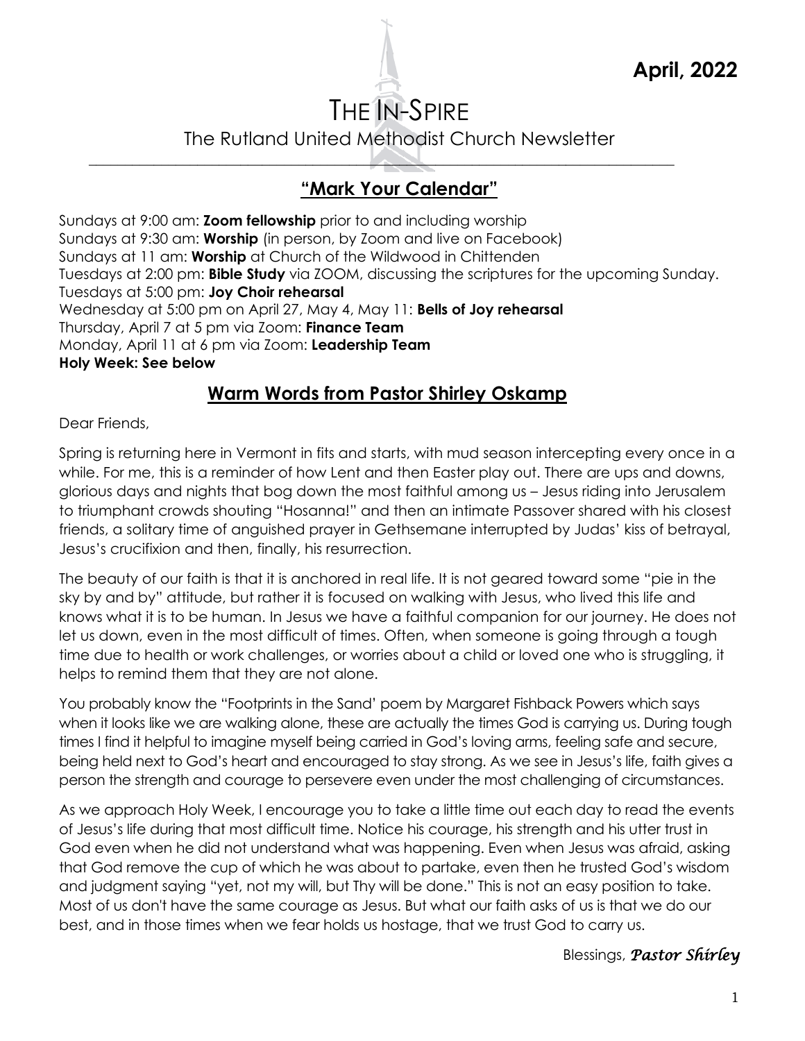**April, 2022**

# THE IN-SPIRE

The Rutland United Methodist Church Newsletter

## "Mark Your Calendar"

Sundays at 9:00 am: **Zoom fellowship** prior to and including worship
Sundays at 9:30 am: **Worship** (in person, by Zoom and live on Facebook)
Sundays at 11 am: **Worship** at Church of the Wildwood in Chittenden
Tuesdays at 2:00 pm: **Bible Study** via ZOOM, discussing the scriptures for the upcoming Sunday.
Tuesdays at 5:00 pm: **Joy Choir rehearsal**
Wednesday at 5:00 pm on April 27, May 4, May 11: **Bells of Joy rehearsal**
Thursday, April 7 at 5 pm via Zoom: **Finance Team**
Monday, April 11 at 6 pm via Zoom: **Leadership Team**
**Holy Week: See below**

## Warm Words from Pastor Shirley Oskamp

Dear Friends,

Spring is returning here in Vermont in fits and starts, with mud season intercepting every once in a while. For me, this is a reminder of how Lent and then Easter play out. There are ups and downs, glorious days and nights that bog down the most faithful among us – Jesus riding into Jerusalem to triumphant crowds shouting "Hosanna!" and then an intimate Passover shared with his closest friends, a solitary time of anguished prayer in Gethsemane interrupted by Judas' kiss of betrayal, Jesus's crucifixion and then, finally, his resurrection.

The beauty of our faith is that it is anchored in real life. It is not geared toward some "pie in the sky by and by" attitude, but rather it is focused on walking with Jesus, who lived this life and knows what it is to be human. In Jesus we have a faithful companion for our journey. He does not let us down, even in the most difficult of times. Often, when someone is going through a tough time due to health or work challenges, or worries about a child or loved one who is struggling, it helps to remind them that they are not alone.

You probably know the "Footprints in the Sand' poem by Margaret Fishback Powers which says when it looks like we are walking alone, these are actually the times God is carrying us. During tough times I find it helpful to imagine myself being carried in God's loving arms, feeling safe and secure, being held next to God's heart and encouraged to stay strong. As we see in Jesus's life, faith gives a person the strength and courage to persevere even under the most challenging of circumstances.

As we approach Holy Week, I encourage you to take a little time out each day to read the events of Jesus's life during that most difficult time. Notice his courage, his strength and his utter trust in God even when he did not understand what was happening. Even when Jesus was afraid, asking that God remove the cup of which he was about to partake, even then he trusted God's wisdom and judgment saying "yet, not my will, but Thy will be done." This is not an easy position to take. Most of us don't have the same courage as Jesus. But what our faith asks of us is that we do our best, and in those times when we fear holds us hostage, that we trust God to carry us.

Blessings, ***Pastor Shirley***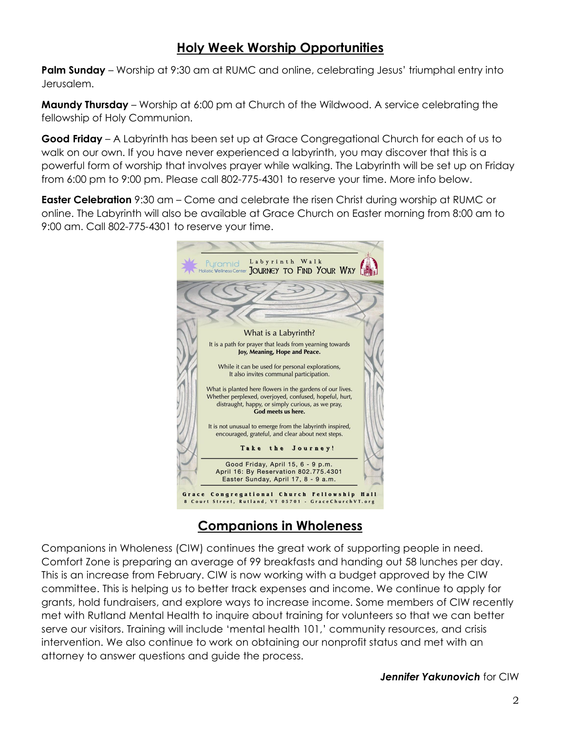## Holy Week Worship Opportunities

**Palm Sunday** – Worship at 9:30 am at RUMC and online, celebrating Jesus' triumphal entry into Jerusalem.

**Maundy Thursday** – Worship at 6:00 pm at Church of the Wildwood. A service celebrating the fellowship of Holy Communion.

**Good Friday** – A Labyrinth has been set up at Grace Congregational Church for each of us to walk on our own. If you have never experienced a labyrinth, you may discover that this is a powerful form of worship that involves prayer while walking. The Labyrinth will be set up on Friday from 6:00 pm to 9:00 pm. Please call 802-775-4301 to reserve your time. More info below.

**Easter Celebration** 9:30 am – Come and celebrate the risen Christ during worship at RUMC or online. The Labyrinth will also be available at Grace Church on Easter morning from 8:00 am to 9:00 am. Call 802-775-4301 to reserve your time.

Pyramid Holistic Wellness Center

Labyrinth Walk

JOURNEY TO FIND YOUR WAY

What is a Labyrinth?

It is a path for prayer that leads from yearning towards **Joy, Meaning, Hope and Peace.**

While it can be used for personal explorations, It also invites communal participation.

What is planted here flowers in the gardens of our lives. Whether perplexed, overjoyed, confused, hopeful, hurt, distraught, happy, or simply curious, as we pray, **God meets us here.**

It is not unusual to emerge from the labyrinth inspired, encouraged, grateful, and clear about next steps.

**Take the Journey!**

Good Friday, April 15, 6 - 9 p.m.
April 16: By Reservation 802.775.4301
Easter Sunday, April 17, 8 - 9 a.m.

**Grace Congregational Church Fellowship Hall**
8 Court Street, Rutland, VT 05701 - GraceChurchVT.org

## Companions in Wholeness

Companions in Wholeness (CIW) continues the great work of supporting people in need. Comfort Zone is preparing an average of 99 breakfasts and handing out 58 lunches per day. This is an increase from February. CIW is now working with a budget approved by the CIW committee. This is helping us to better track expenses and income. We continue to apply for grants, hold fundraisers, and explore ways to increase income. Some members of CIW recently met with Rutland Mental Health to inquire about training for volunteers so that we can better serve our visitors. Training will include 'mental health 101,' community resources, and crisis intervention. We also continue to work on obtaining our nonprofit status and met with an attorney to answer questions and guide the process.

***Jennifer Yakunovich*** for CIW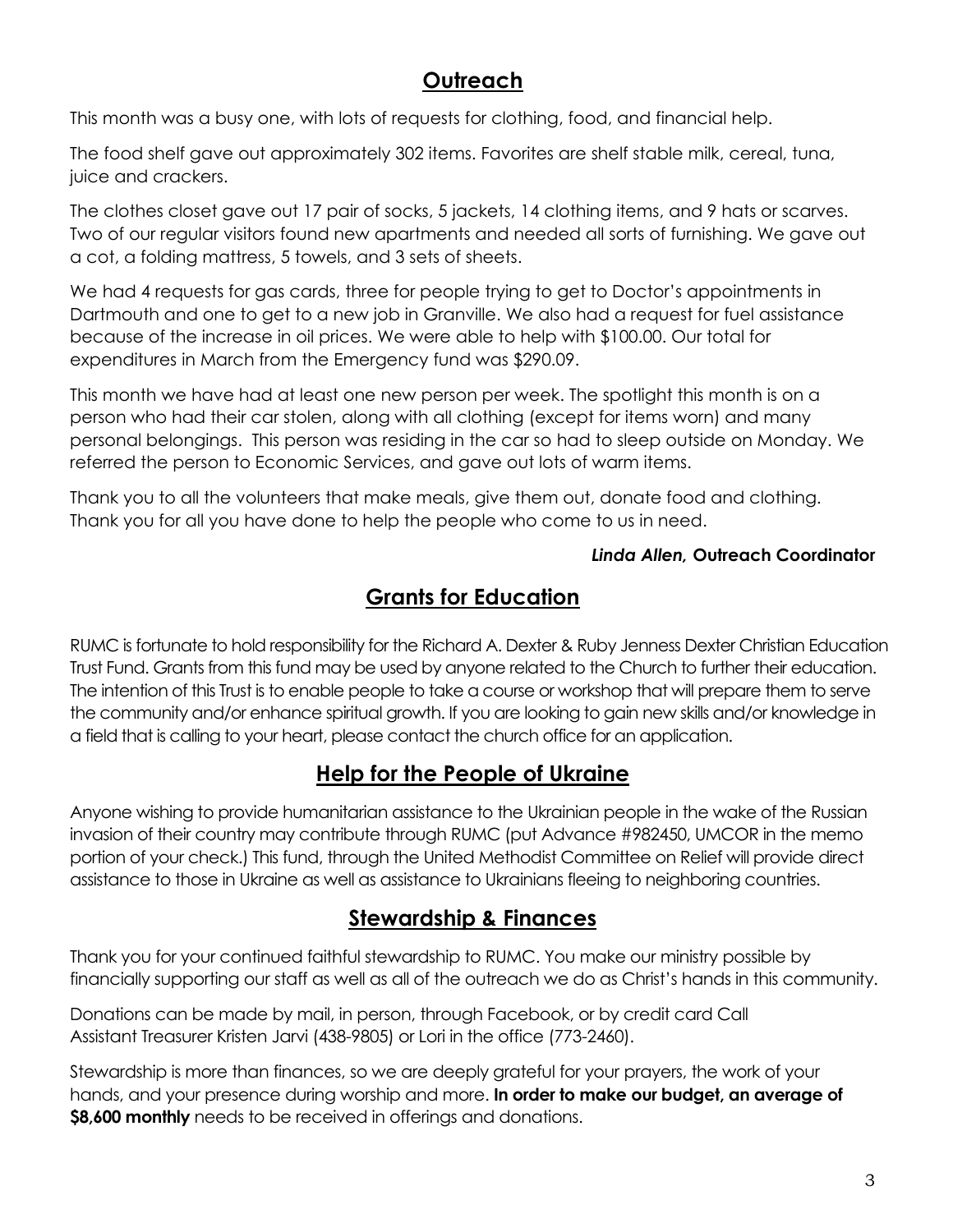## Outreach

This month was a busy one, with lots of requests for clothing, food, and financial help.

The food shelf gave out approximately 302 items. Favorites are shelf stable milk, cereal, tuna, juice and crackers.

The clothes closet gave out 17 pair of socks, 5 jackets, 14 clothing items, and 9 hats or scarves. Two of our regular visitors found new apartments and needed all sorts of furnishing. We gave out a cot, a folding mattress, 5 towels, and 3 sets of sheets.

We had 4 requests for gas cards, three for people trying to get to Doctor's appointments in Dartmouth and one to get to a new job in Granville. We also had a request for fuel assistance because of the increase in oil prices. We were able to help with $100.00. Our total for expenditures in March from the Emergency fund was $290.09.

This month we have had at least one new person per week. The spotlight this month is on a person who had their car stolen, along with all clothing (except for items worn) and many personal belongings. This person was residing in the car so had to sleep outside on Monday. We referred the person to Economic Services, and gave out lots of warm items.

Thank you to all the volunteers that make meals, give them out, donate food and clothing. Thank you for all you have done to help the people who come to us in need.

***Linda Allen,* Outreach Coordinator**

## Grants for Education

RUMC is fortunate to hold responsibility for the Richard A. Dexter & Ruby Jenness Dexter Christian Education Trust Fund. Grants from this fund may be used by anyone related to the Church to further their education. The intention of this Trust is to enable people to take a course or workshop that will prepare them to serve the community and/or enhance spiritual growth. If you are looking to gain new skills and/or knowledge in a field that is calling to your heart, please contact the church office for an application.

## Help for the People of Ukraine

Anyone wishing to provide humanitarian assistance to the Ukrainian people in the wake of the Russian invasion of their country may contribute through RUMC (put Advance #982450, UMCOR in the memo portion of your check.) This fund, through the United Methodist Committee on Relief will provide direct assistance to those in Ukraine as well as assistance to Ukrainians fleeing to neighboring countries.

## Stewardship & Finances

Thank you for your continued faithful stewardship to RUMC. You make our ministry possible by financially supporting our staff as well as all of the outreach we do as Christ's hands in this community.

Donations can be made by mail, in person, through Facebook, or by credit card Call Assistant Treasurer Kristen Jarvi (438-9805) or Lori in the office (773-2460).

Stewardship is more than finances, so we are deeply grateful for your prayers, the work of your hands, and your presence during worship and more. **In order to make our budget, an average of $8,600 monthly** needs to be received in offerings and donations.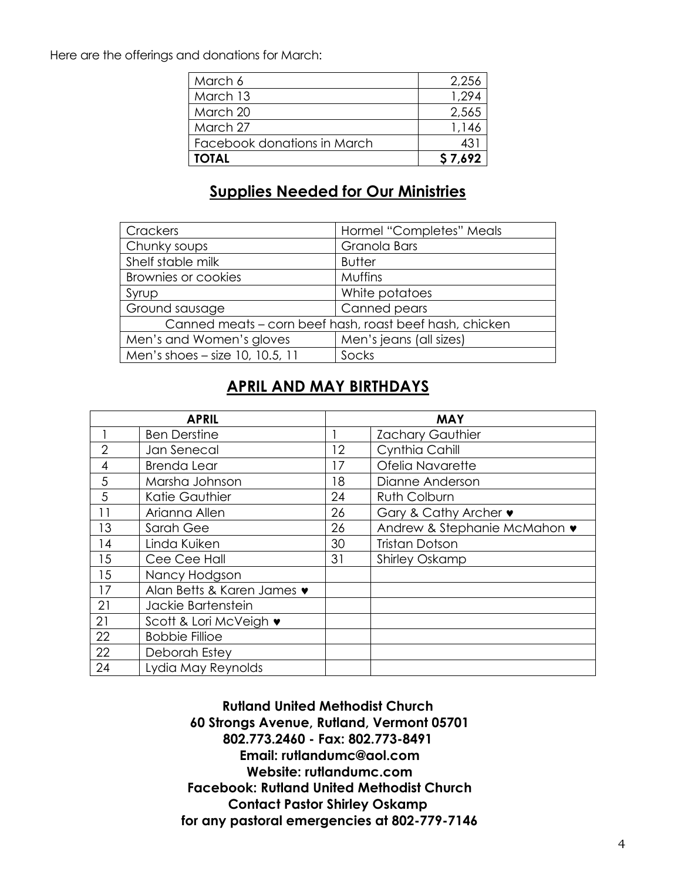Here are the offerings and donations for March:

| | |
|---|---|
| March 6 | 2,256 |
| March 13 | 1,294 |
| March 20 | 2,565 |
| March 27 | 1,146 |
| Facebook donations in March | 431 |
| **TOTAL** | **$ 7,692** |

## Supplies Needed for Our Ministries

| | |
|---|---|
| Crackers | Hormel "Completes" Meals |
| Chunky soups | Granola Bars |
| Shelf stable milk | Butter |
| Brownies or cookies | Muffins |
| Syrup | White potatoes |
| Ground sausage | Canned pears |
| Canned meats – corn beef hash, roast beef hash, chicken | |
| Men's and Women's gloves | Men's jeans (all sizes) |
| Men's shoes – size 10, 10.5, 11 | Socks |

## APRIL AND MAY BIRTHDAYS

| APRIL | | MAY | |
|---|---|---|---|
| 1 | Ben Derstine | 1 | Zachary Gauthier |
| 2 | Jan Senecal | 12 | Cynthia Cahill |
| 4 | Brenda Lear | 17 | Ofelia Navarette |
| 5 | Marsha Johnson | 18 | Dianne Anderson |
| 5 | Katie Gauthier | 24 | Ruth Colburn |
| 11 | Arianna Allen | 26 | Gary & Cathy Archer ♥ |
| 13 | Sarah Gee | 26 | Andrew & Stephanie McMahon ♥ |
| 14 | Linda Kuiken | 30 | Tristan Dotson |
| 15 | Cee Cee Hall | 31 | Shirley Oskamp |
| 15 | Nancy Hodgson | | |
| 17 | Alan Betts & Karen James ♥ | | |
| 21 | Jackie Bartenstein | | |
| 21 | Scott & Lori McVeigh ♥ | | |
| 22 | Bobbie Fillioe | | |
| 22 | Deborah Estey | | |
| 24 | Lydia May Reynolds | | |

**Rutland United Methodist Church**
**60 Strongs Avenue, Rutland, Vermont 05701**
**802.773.2460 - Fax: 802.773-8491**
**Email: rutlandumc@aol.com**
**Website: rutlandumc.com**
**Facebook: Rutland United Methodist Church**
**Contact Pastor Shirley Oskamp**
**for any pastoral emergencies at 802-779-7146**